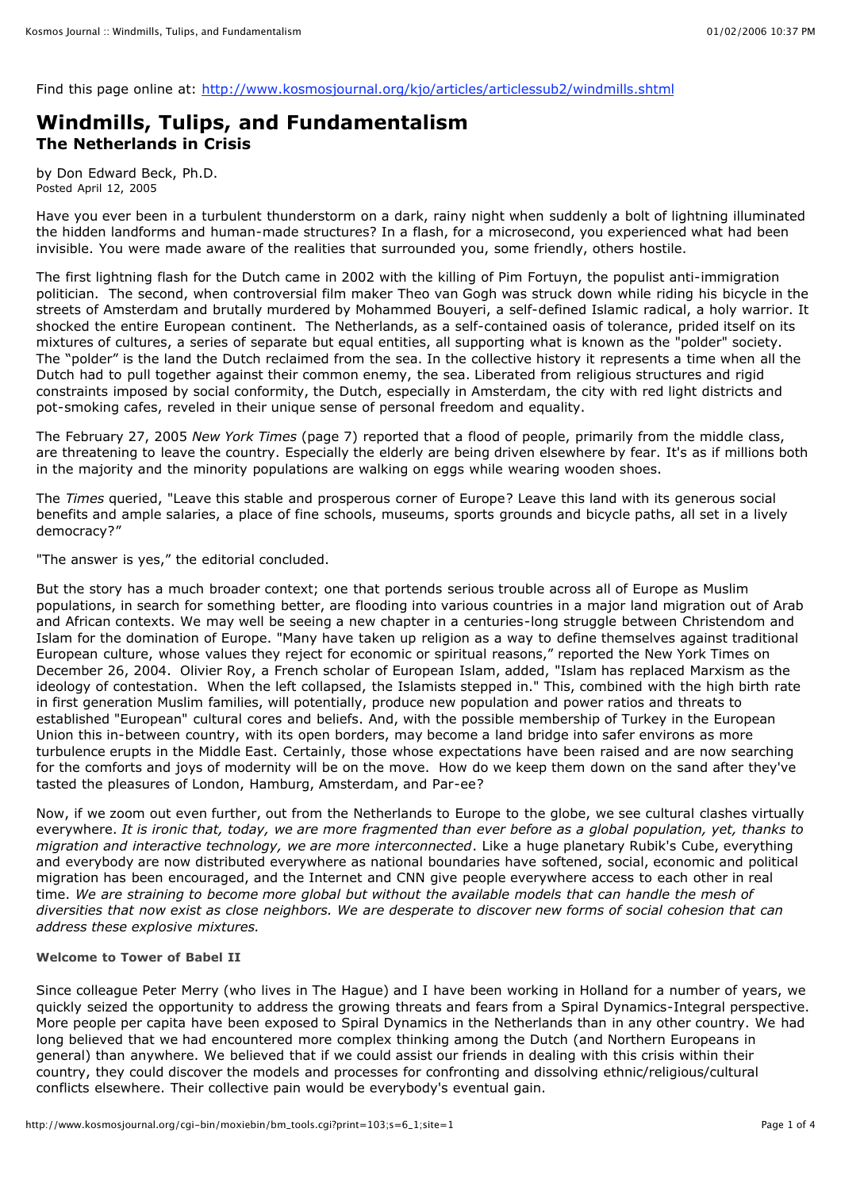Find this page online at: http://www.kosmosjournal.org/kjo/articles/articlessub2/windmills.shtml

# Windmills, Tulips, and Fundamentalism

## The Netherlands in Crisis

by Don Edward Beck, Ph.D.
Posted April 12, 2005

Have you ever been in a turbulent thunderstorm on a dark, rainy night when suddenly a bolt of lightning illuminated the hidden landforms and human-made structures? In a flash, for a microsecond, you experienced what had been invisible. You were made aware of the realities that surrounded you, some friendly, others hostile.

The first lightning flash for the Dutch came in 2002 with the killing of Pim Fortuyn, the populist anti-immigration politician. The second, when controversial film maker Theo van Gogh was struck down while riding his bicycle in the streets of Amsterdam and brutally murdered by Mohammed Bouyeri, a self-defined Islamic radical, a holy warrior. It shocked the entire European continent. The Netherlands, as a self-contained oasis of tolerance, prided itself on its mixtures of cultures, a series of separate but equal entities, all supporting what is known as the "polder" society. The "polder" is the land the Dutch reclaimed from the sea. In the collective history it represents a time when all the Dutch had to pull together against their common enemy, the sea. Liberated from religious structures and rigid constraints imposed by social conformity, the Dutch, especially in Amsterdam, the city with red light districts and pot-smoking cafes, reveled in their unique sense of personal freedom and equality.

The February 27, 2005 *New York Times* (page 7) reported that a flood of people, primarily from the middle class, are threatening to leave the country. Especially the elderly are being driven elsewhere by fear. It's as if millions both in the majority and the minority populations are walking on eggs while wearing wooden shoes.

The *Times* queried, "Leave this stable and prosperous corner of Europe? Leave this land with its generous social benefits and ample salaries, a place of fine schools, museums, sports grounds and bicycle paths, all set in a lively democracy?"

"The answer is yes," the editorial concluded.

But the story has a much broader context; one that portends serious trouble across all of Europe as Muslim populations, in search for something better, are flooding into various countries in a major land migration out of Arab and African contexts. We may well be seeing a new chapter in a centuries-long struggle between Christendom and Islam for the domination of Europe. "Many have taken up religion as a way to define themselves against traditional European culture, whose values they reject for economic or spiritual reasons," reported the New York Times on December 26, 2004. Olivier Roy, a French scholar of European Islam, added, "Islam has replaced Marxism as the ideology of contestation. When the left collapsed, the Islamists stepped in." This, combined with the high birth rate in first generation Muslim families, will potentially, produce new population and power ratios and threats to established "European" cultural cores and beliefs. And, with the possible membership of Turkey in the European Union this in-between country, with its open borders, may become a land bridge into safer environs as more turbulence erupts in the Middle East. Certainly, those whose expectations have been raised and are now searching for the comforts and joys of modernity will be on the move. How do we keep them down on the sand after they've tasted the pleasures of London, Hamburg, Amsterdam, and Par-ee?

Now, if we zoom out even further, out from the Netherlands to Europe to the globe, we see cultural clashes virtually everywhere. *It is ironic that, today, we are more fragmented than ever before as a global population, yet, thanks to migration and interactive technology, we are more interconnected*. Like a huge planetary Rubik's Cube, everything and everybody are now distributed everywhere as national boundaries have softened, social, economic and political migration has been encouraged, and the Internet and CNN give people everywhere access to each other in real time. *We are straining to become more global but without the available models that can handle the mesh of diversities that now exist as close neighbors. We are desperate to discover new forms of social cohesion that can address these explosive mixtures.*

### Welcome to Tower of Babel II

Since colleague Peter Merry (who lives in The Hague) and I have been working in Holland for a number of years, we quickly seized the opportunity to address the growing threats and fears from a Spiral Dynamics-Integral perspective. More people per capita have been exposed to Spiral Dynamics in the Netherlands than in any other country. We had long believed that we had encountered more complex thinking among the Dutch (and Northern Europeans in general) than anywhere. We believed that if we could assist our friends in dealing with this crisis within their country, they could discover the models and processes for confronting and dissolving ethnic/religious/cultural conflicts elsewhere. Their collective pain would be everybody's eventual gain.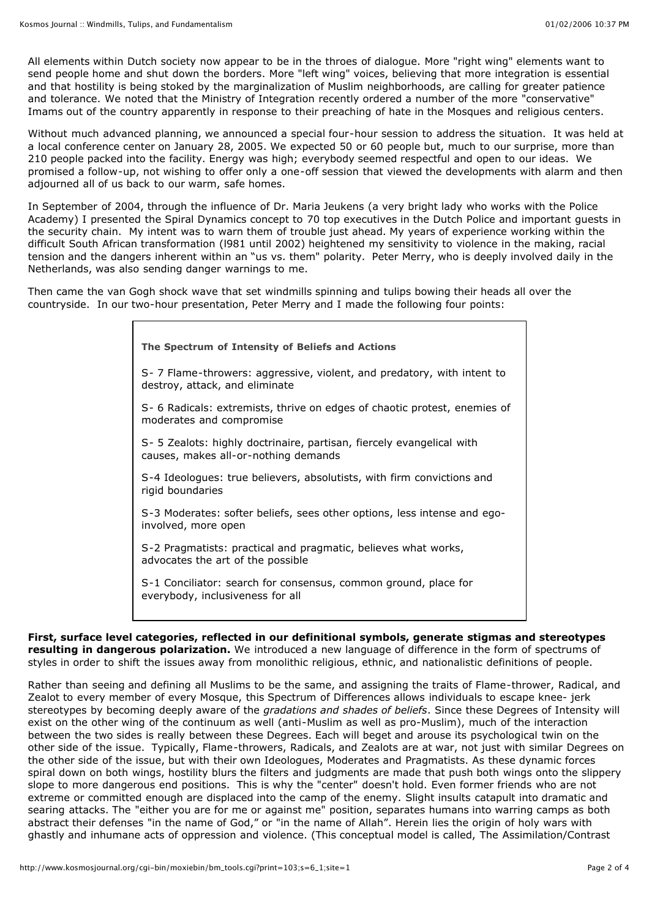All elements within Dutch society now appear to be in the throes of dialogue. More "right wing" elements want to send people home and shut down the borders. More "left wing" voices, believing that more integration is essential and that hostility is being stoked by the marginalization of Muslim neighborhoods, are calling for greater patience and tolerance. We noted that the Ministry of Integration recently ordered a number of the more "conservative" Imams out of the country apparently in response to their preaching of hate in the Mosques and religious centers.

Without much advanced planning, we announced a special four-hour session to address the situation. It was held at a local conference center on January 28, 2005. We expected 50 or 60 people but, much to our surprise, more than 210 people packed into the facility. Energy was high; everybody seemed respectful and open to our ideas. We promised a follow-up, not wishing to offer only a one-off session that viewed the developments with alarm and then adjourned all of us back to our warm, safe homes.

In September of 2004, through the influence of Dr. Maria Jeukens (a very bright lady who works with the Police Academy) I presented the Spiral Dynamics concept to 70 top executives in the Dutch Police and important guests in the security chain. My intent was to warn them of trouble just ahead. My years of experience working within the difficult South African transformation (l981 until 2002) heightened my sensitivity to violence in the making, racial tension and the dangers inherent within an "us vs. them" polarity. Peter Merry, who is deeply involved daily in the Netherlands, was also sending danger warnings to me.

Then came the van Gogh shock wave that set windmills spinning and tulips bowing their heads all over the countryside. In our two-hour presentation, Peter Merry and I made the following four points:

**The Spectrum of Intensity of Beliefs and Actions**

S- 7 Flame-throwers: aggressive, violent, and predatory, with intent to destroy, attack, and eliminate

S- 6 Radicals: extremists, thrive on edges of chaotic protest, enemies of moderates and compromise

S- 5 Zealots: highly doctrinaire, partisan, fiercely evangelical with causes, makes all-or-nothing demands

S-4 Ideologues: true believers, absolutists, with firm convictions and rigid boundaries

S-3 Moderates: softer beliefs, sees other options, less intense and ego-involved, more open

S-2 Pragmatists: practical and pragmatic, believes what works, advocates the art of the possible

S-1 Conciliator: search for consensus, common ground, place for everybody, inclusiveness for all

**First, surface level categories, reflected in our definitional symbols, generate stigmas and stereotypes resulting in dangerous polarization.** We introduced a new language of difference in the form of spectrums of styles in order to shift the issues away from monolithic religious, ethnic, and nationalistic definitions of people.

Rather than seeing and defining all Muslims to be the same, and assigning the traits of Flame-thrower, Radical, and Zealot to every member of every Mosque, this Spectrum of Differences allows individuals to escape knee- jerk stereotypes by becoming deeply aware of the *gradations and shades of beliefs*. Since these Degrees of Intensity will exist on the other wing of the continuum as well (anti-Muslim as well as pro-Muslim), much of the interaction between the two sides is really between these Degrees. Each will beget and arouse its psychological twin on the other side of the issue. Typically, Flame-throwers, Radicals, and Zealots are at war, not just with similar Degrees on the other side of the issue, but with their own Ideologues, Moderates and Pragmatists. As these dynamic forces spiral down on both wings, hostility blurs the filters and judgments are made that push both wings onto the slippery slope to more dangerous end positions. This is why the "center" doesn't hold. Even former friends who are not extreme or committed enough are displaced into the camp of the enemy. Slight insults catapult into dramatic and searing attacks. The "either you are for me or against me" position, separates humans into warring camps as both abstract their defenses "in the name of God," or "in the name of Allah". Herein lies the origin of holy wars with ghastly and inhumane acts of oppression and violence. (This conceptual model is called, The Assimilation/Contrast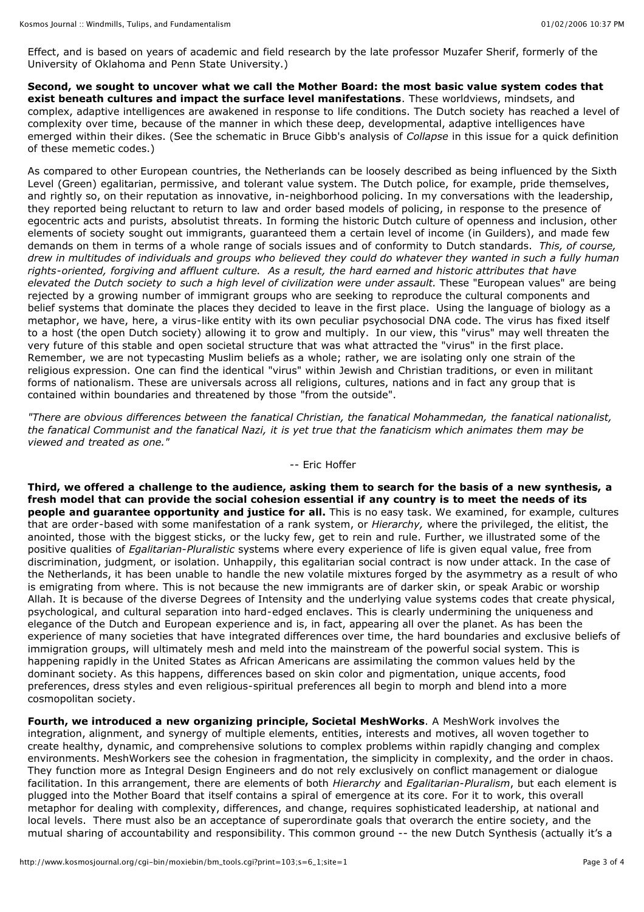Effect, and is based on years of academic and field research by the late professor Muzafer Sherif, formerly of the University of Oklahoma and Penn State University.)

**Second, we sought to uncover what we call the Mother Board: the most basic value system codes that exist beneath cultures and impact the surface level manifestations**. These worldviews, mindsets, and complex, adaptive intelligences are awakened in response to life conditions. The Dutch society has reached a level of complexity over time, because of the manner in which these deep, developmental, adaptive intelligences have emerged within their dikes. (See the schematic in Bruce Gibb's analysis of *Collapse* in this issue for a quick definition of these memetic codes.)

As compared to other European countries, the Netherlands can be loosely described as being influenced by the Sixth Level (Green) egalitarian, permissive, and tolerant value system. The Dutch police, for example, pride themselves, and rightly so, on their reputation as innovative, in-neighborhood policing. In my conversations with the leadership, they reported being reluctant to return to law and order based models of policing, in response to the presence of egocentric acts and purists, absolutist threats. In forming the historic Dutch culture of openness and inclusion, other elements of society sought out immigrants, guaranteed them a certain level of income (in Guilders), and made few demands on them in terms of a whole range of socials issues and of conformity to Dutch standards. *This, of course, drew in multitudes of individuals and groups who believed they could do whatever they wanted in such a fully human rights-oriented, forgiving and affluent culture. As a result, the hard earned and historic attributes that have elevated the Dutch society to such a high level of civilization were under assault.* These "European values" are being rejected by a growing number of immigrant groups who are seeking to reproduce the cultural components and belief systems that dominate the places they decided to leave in the first place. Using the language of biology as a metaphor, we have, here, a virus-like entity with its own peculiar psychosocial DNA code. The virus has fixed itself to a host (the open Dutch society) allowing it to grow and multiply. In our view, this "virus" may well threaten the very future of this stable and open societal structure that was what attracted the "virus" in the first place. Remember, we are not typecasting Muslim beliefs as a whole; rather, we are isolating only one strain of the religious expression. One can find the identical "virus" within Jewish and Christian traditions, or even in militant forms of nationalism. These are universals across all religions, cultures, nations and in fact any group that is contained within boundaries and threatened by those "from the outside".

*"There are obvious differences between the fanatical Christian, the fanatical Mohammedan, the fanatical nationalist, the fanatical Communist and the fanatical Nazi, it is yet true that the fanaticism which animates them may be viewed and treated as one."*

-- Eric Hoffer

**Third, we offered a challenge to the audience, asking them to search for the basis of a new synthesis, a fresh model that can provide the social cohesion essential if any country is to meet the needs of its people and guarantee opportunity and justice for all.** This is no easy task. We examined, for example, cultures that are order-based with some manifestation of a rank system, or *Hierarchy,* where the privileged, the elitist, the anointed, those with the biggest sticks, or the lucky few, get to rein and rule. Further, we illustrated some of the positive qualities of *Egalitarian-Pluralistic* systems where every experience of life is given equal value, free from discrimination, judgment, or isolation. Unhappily, this egalitarian social contract is now under attack. In the case of the Netherlands, it has been unable to handle the new volatile mixtures forged by the asymmetry as a result of who is emigrating from where. This is not because the new immigrants are of darker skin, or speak Arabic or worship Allah. It is because of the diverse Degrees of Intensity and the underlying value systems codes that create physical, psychological, and cultural separation into hard-edged enclaves. This is clearly undermining the uniqueness and elegance of the Dutch and European experience and is, in fact, appearing all over the planet. As has been the experience of many societies that have integrated differences over time, the hard boundaries and exclusive beliefs of immigration groups, will ultimately mesh and meld into the mainstream of the powerful social system. This is happening rapidly in the United States as African Americans are assimilating the common values held by the dominant society. As this happens, differences based on skin color and pigmentation, unique accents, food preferences, dress styles and even religious-spiritual preferences all begin to morph and blend into a more cosmopolitan society.

**Fourth, we introduced a new organizing principle, Societal MeshWorks**. A MeshWork involves the integration, alignment, and synergy of multiple elements, entities, interests and motives, all woven together to create healthy, dynamic, and comprehensive solutions to complex problems within rapidly changing and complex environments. MeshWorkers see the cohesion in fragmentation, the simplicity in complexity, and the order in chaos. They function more as Integral Design Engineers and do not rely exclusively on conflict management or dialogue facilitation. In this arrangement, there are elements of both *Hierarchy* and *Egalitarian-Pluralism*, but each element is plugged into the Mother Board that itself contains a spiral of emergence at its core. For it to work, this overall metaphor for dealing with complexity, differences, and change, requires sophisticated leadership, at national and local levels. There must also be an acceptance of superordinate goals that overarch the entire society, and the mutual sharing of accountability and responsibility. This common ground -- the new Dutch Synthesis (actually it's a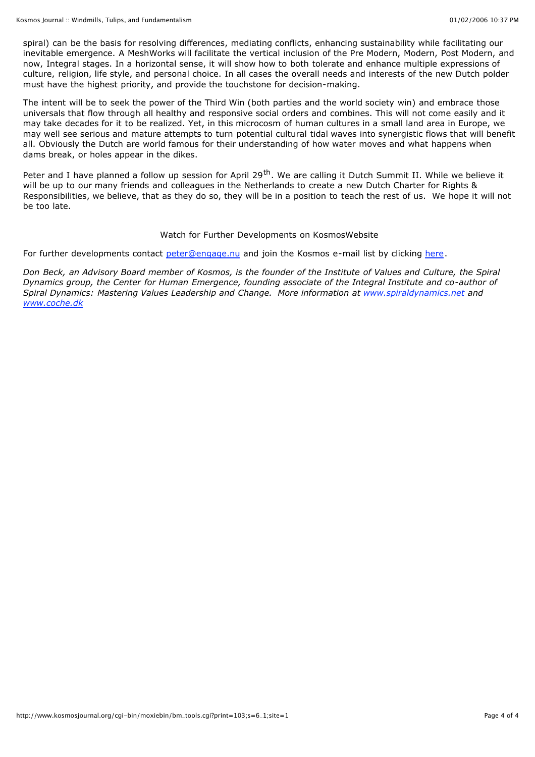spiral) can be the basis for resolving differences, mediating conflicts, enhancing sustainability while facilitating our inevitable emergence. A MeshWorks will facilitate the vertical inclusion of the Pre Modern, Modern, Post Modern, and now, Integral stages. In a horizontal sense, it will show how to both tolerate and enhance multiple expressions of culture, religion, life style, and personal choice. In all cases the overall needs and interests of the new Dutch polder must have the highest priority, and provide the touchstone for decision-making.

The intent will be to seek the power of the Third Win (both parties and the world society win) and embrace those universals that flow through all healthy and responsive social orders and combines. This will not come easily and it may take decades for it to be realized. Yet, in this microcosm of human cultures in a small land area in Europe, we may well see serious and mature attempts to turn potential cultural tidal waves into synergistic flows that will benefit all. Obviously the Dutch are world famous for their understanding of how water moves and what happens when dams break, or holes appear in the dikes.

Peter and I have planned a follow up session for April 29th. We are calling it Dutch Summit II. While we believe it will be up to our many friends and colleagues in the Netherlands to create a new Dutch Charter for Rights & Responsibilities, we believe, that as they do so, they will be in a position to teach the rest of us. We hope it will not be too late.

Watch for Further Developments on KosmosWebsite

For further developments contact peter@engage.nu and join the Kosmos e-mail list by clicking here.

*Don Beck, an Advisory Board member of Kosmos, is the founder of the Institute of Values and Culture, the Spiral Dynamics group, the Center for Human Emergence, founding associate of the Integral Institute and co-author of Spiral Dynamics: Mastering Values Leadership and Change. More information at www.spiraldynamics.net and www.coche.dk*